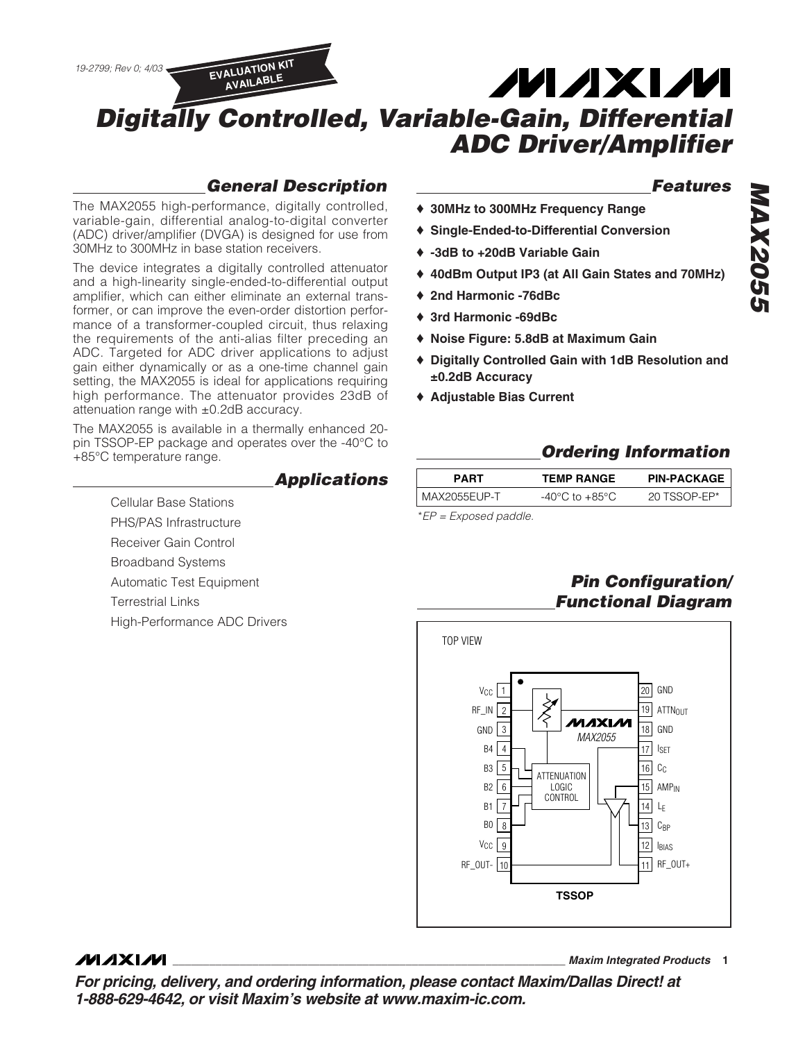19-2799; Rev 0; 4/03

EVALUATION KIT AVAILABLE

# Digitally Controlled, Variable-Gain, Differential ADC Driver/Amplifier

## General Description

The MAX2055 high-performance, digitally controlled, variable-gain, differential analog-to-digital converter (ADC) driver/amplifier (DVGA) is designed for use from 30MHz to 300MHz in base station receivers.

The device integrates a digitally controlled attenuator and a high-linearity single-ended-to-differential output amplifier, which can either eliminate an external transformer, or can improve the even-order distortion performance of a transformer-coupled circuit, thus relaxing the requirements of the anti-alias filter preceding an ADC. Targeted for ADC driver applications to adjust gain either dynamically or as a one-time channel gain setting, the MAX2055 is ideal for applications requiring high performance. The attenuator provides 23dB of attenuation range with ±0.2dB accuracy.

The MAX2055 is available in a thermally enhanced 20-pin TSSOP-EP package and operates over the -40°C to +85°C temperature range.

## Applications

- Cellular Base Stations
- PHS/PAS Infrastructure
- Receiver Gain Control
- Broadband Systems
- Automatic Test Equipment
- Terrestrial Links
- High-Performance ADC Drivers

## Features

- ♦ 30MHz to 300MHz Frequency Range
- ♦ Single-Ended-to-Differential Conversion
- ♦ -3dB to +20dB Variable Gain
- ♦ 40dBm Output IP3 (at All Gain States and 70MHz)
- ♦ 2nd Harmonic -76dBc
- ♦ 3rd Harmonic -69dBc
- ♦ Noise Figure: 5.8dB at Maximum Gain
- ♦ Digitally Controlled Gain with 1dB Resolution and ±0.2dB Accuracy
- ♦ Adjustable Bias Current

## Ordering Information

| PART | TEMP RANGE | PIN-PACKAGE |
|---|---|---|
| MAX2055EUP-T | -40°C to +85°C | 20 TSSOP-EP* |

*EP = Exposed paddle.

## Pin Configuration/Functional Diagram

TOP VIEW

| Pin | Name | Pin | Name |
|---|---|---|---|
| 1 | $V_{CC}$ | 20 | GND |
| 2 | RF_IN | 19 | $ATTN_{OUT}$ |
| 3 | GND | 18 | GND |
| 4 | B4 | 17 | $I_{SET}$ |
| 5 | B3 | 16 | $C_C$ |
| 6 | B2 | 15 | $AMP_{IN}$ |
| 7 | B1 | 14 | $L_E$ |
| 8 | B0 | 13 | $C_{BP}$ |
| 9 | $V_{CC}$ | 12 | $I_{BIAS}$ |
| 10 | RF_OUT- | 11 | RF_OUT+ |

MAX2055 — ATTENUATION LOGIC CONTROL

TSSOP

For pricing, delivery, and ordering information, please contact Maxim/Dallas Direct! at 1-888-629-4642, or visit Maxim's website at www.maxim-ic.com.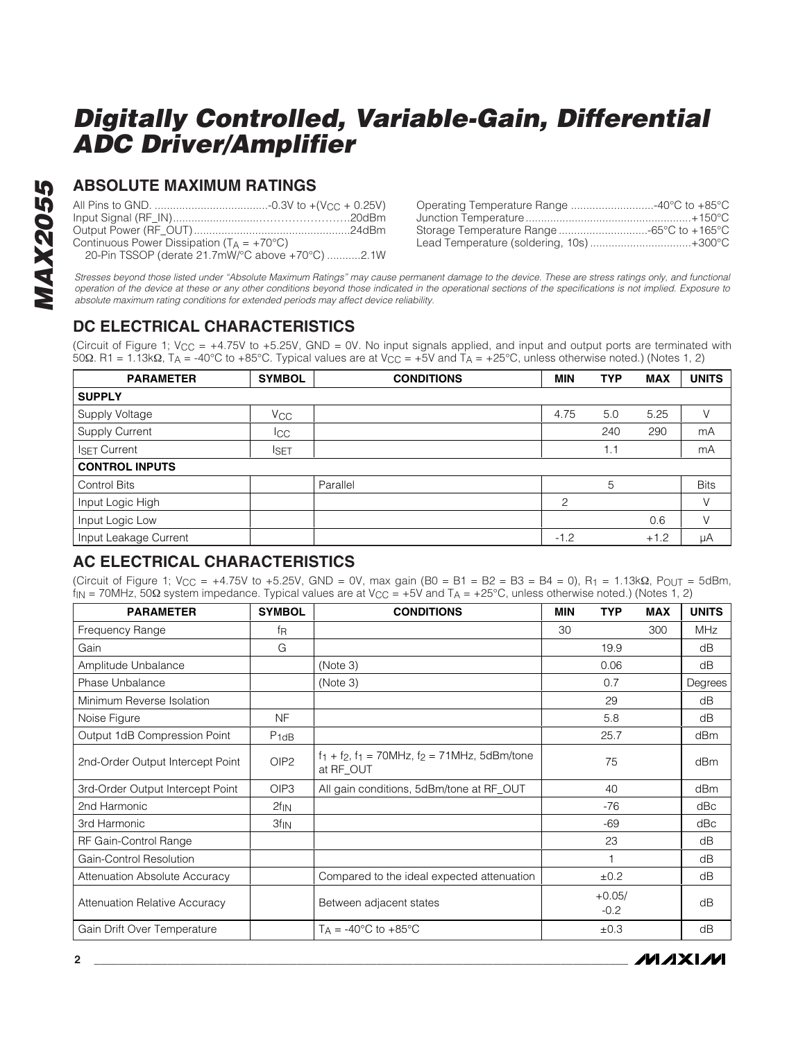# Digitally Controlled, Variable-Gain, Differential ADC Driver/Amplifier

## ABSOLUTE MAXIMUM RATINGS

All Pins to GND. ....................................-0.3V to +($V_{CC}$ + 0.25V)
Input Signal (RF_IN).............................................20dBm
Output Power (RF_OUT)...................................................24dBm
Continuous Power Dissipation ($T_A$ = +70°C)
20-Pin TSSOP (derate 21.7mW/°C above +70°C) ...........2.1W

Operating Temperature Range ...........................-40°C to +85°C
Junction Temperature......................................................+150°C
Storage Temperature Range .............................-65°C to +165°C
Lead Temperature (soldering, 10s) .................................+300°C

*Stresses beyond those listed under "Absolute Maximum Ratings" may cause permanent damage to the device. These are stress ratings only, and functional operation of the device at these or any other conditions beyond those indicated in the operational sections of the specifications is not implied. Exposure to absolute maximum rating conditions for extended periods may affect device reliability.*

## DC ELECTRICAL CHARACTERISTICS

(Circuit of Figure 1; $V_{CC}$ = +4.75V to +5.25V, GND = 0V. No input signals applied, and input and output ports are terminated with 50Ω. R1 = 1.13kΩ, $T_A$ = -40°C to +85°C. Typical values are at $V_{CC}$ = +5V and $T_A$ = +25°C, unless otherwise noted.) (Notes 1, 2)

| PARAMETER | SYMBOL | CONDITIONS | MIN | TYP | MAX | UNITS |
|---|---|---|---|---|---|---|
| **SUPPLY** | | | | | | |
| Supply Voltage | $V_{CC}$ | | 4.75 | 5.0 | 5.25 | V |
| Supply Current | $I_{CC}$ | | | 240 | 290 | mA |
| $I_{SET}$ Current | $I_{SET}$ | | | 1.1 | | mA |
| **CONTROL INPUTS** | | | | | | |
| Control Bits | | Parallel | | 5 | | Bits |
| Input Logic High | | | 2 | | | V |
| Input Logic Low | | | | | 0.6 | V |
| Input Leakage Current | | | -1.2 | | +1.2 | µA |

## AC ELECTRICAL CHARACTERISTICS

(Circuit of Figure 1; $V_{CC}$ = +4.75V to +5.25V, GND = 0V, max gain (B0 = B1 = B2 = B3 = B4 = 0), $R_1$ = 1.13kΩ, $P_{OUT}$ = 5dBm, $f_{IN}$ = 70MHz, 50Ω system impedance. Typical values are at $V_{CC}$ = +5V and $T_A$ = +25°C, unless otherwise noted.) (Notes 1, 2)

| PARAMETER | SYMBOL | CONDITIONS | MIN | TYP | MAX | UNITS |
|---|---|---|---|---|---|---|
| Frequency Range | $f_R$ | | 30 | | 300 | MHz |
| Gain | G | | | 19.9 | | dB |
| Amplitude Unbalance | | (Note 3) | | 0.06 | | dB |
| Phase Unbalance | | (Note 3) | | 0.7 | | Degrees |
| Minimum Reverse Isolation | | | | 29 | | dB |
| Noise Figure | NF | | | 5.8 | | dB |
| Output 1dB Compression Point | $P_{1dB}$ | | | 25.7 | | dBm |
| 2nd-Order Output Intercept Point | OIP2 | $f_1 + f_2$, $f_1$ = 70MHz, $f_2$ = 71MHz, 5dBm/tone at RF_OUT | | 75 | | dBm |
| 3rd-Order Output Intercept Point | OIP3 | All gain conditions, 5dBm/tone at RF_OUT | | 40 | | dBm |
| 2nd Harmonic | $2f_{IN}$ | | | -76 | | dBc |
| 3rd Harmonic | $3f_{IN}$ | | | -69 | | dBc |
| RF Gain-Control Range | | | | 23 | | dB |
| Gain-Control Resolution | | | | 1 | | dB |
| Attenuation Absolute Accuracy | | Compared to the ideal expected attenuation | | ±0.2 | | dB |
| Attenuation Relative Accuracy | | Between adjacent states | | +0.05/ -0.2 | | dB |
| Gain Drift Over Temperature | | $T_A$ = -40°C to +85°C | | ±0.3 | | dB |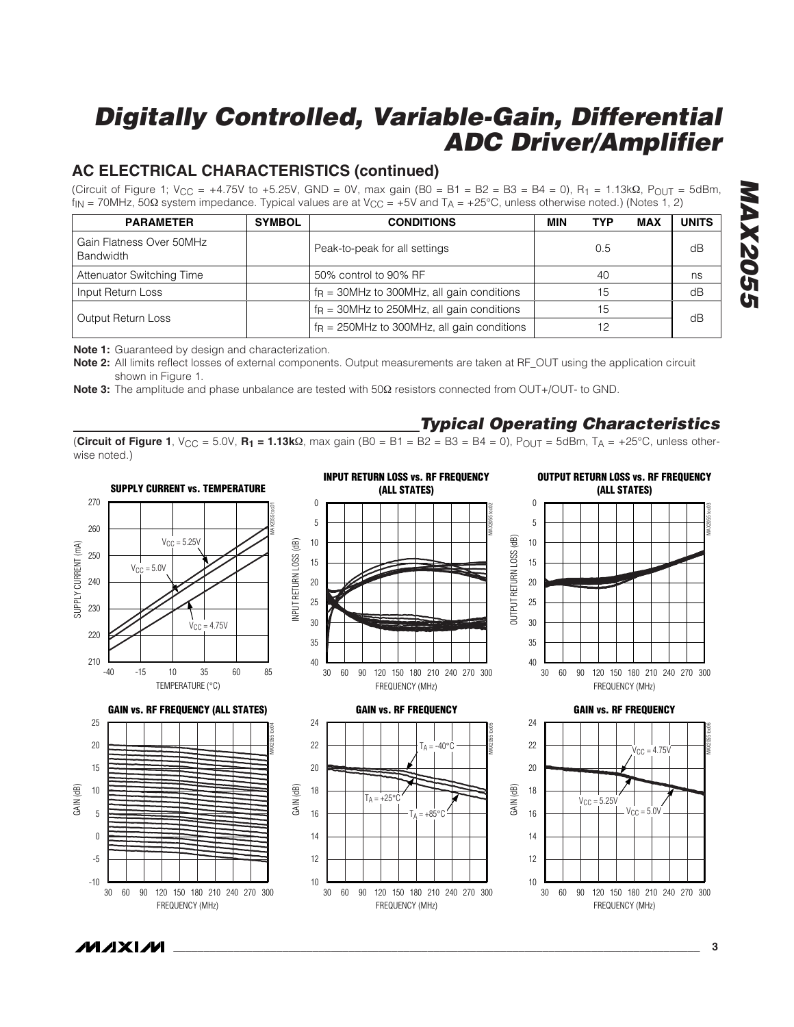# Digitally Controlled, Variable-Gain, Differential ADC Driver/Amplifier

## AC ELECTRICAL CHARACTERISTICS (continued)

(Circuit of Figure 1; $V_{CC}$ = +4.75V to +5.25V, GND = 0V, max gain (B0 = B1 = B2 = B3 = B4 = 0), $R_1$ = 1.13kΩ, $P_{OUT}$ = 5dBm, $f_{IN}$ = 70MHz, 50Ω system impedance. Typical values are at $V_{CC}$ = +5V and $T_A$ = +25°C, unless otherwise noted.) (Notes 1, 2)

| PARAMETER | SYMBOL | CONDITIONS | MIN | TYP | MAX | UNITS |
|---|---|---|---|---|---|---|
| Gain Flatness Over 50MHz Bandwidth | | Peak-to-peak for all settings | | 0.5 | | dB |
| Attenuator Switching Time | | 50% control to 90% RF | | 40 | | ns |
| Input Return Loss | | $f_R$ = 30MHz to 300MHz, all gain conditions | | 15 | | dB |
| Output Return Loss | | $f_R$ = 30MHz to 250MHz, all gain conditions | | 15 | | dB |
| | | $f_R$ = 250MHz to 300MHz, all gain conditions | | 12 | | |

**Note 1:** Guaranteed by design and characterization.

**Note 2:** All limits reflect losses of external components. Output measurements are taken at RF_OUT using the application circuit shown in Figure 1.

**Note 3:** The amplitude and phase unbalance are tested with 50Ω resistors connected from OUT+/OUT- to GND.

## Typical Operating Characteristics

(**Circuit of Figure 1**, $V_{CC}$ = 5.0V, **$R_1$ = 1.13kΩ**, max gain (B0 = B1 = B2 = B3 = B4 = 0), $P_{OUT}$ = 5dBm, $T_A$ = +25°C, unless otherwise noted.)

**SUPPLY CURRENT vs. TEMPERATURE**

**INPUT RETURN LOSS vs. RF FREQUENCY (ALL STATES)**

**OUTPUT RETURN LOSS vs. RF FREQUENCY (ALL STATES)**

**GAIN vs. RF FREQUENCY (ALL STATES)**

**GAIN vs. RF FREQUENCY**

**GAIN vs. RF FREQUENCY**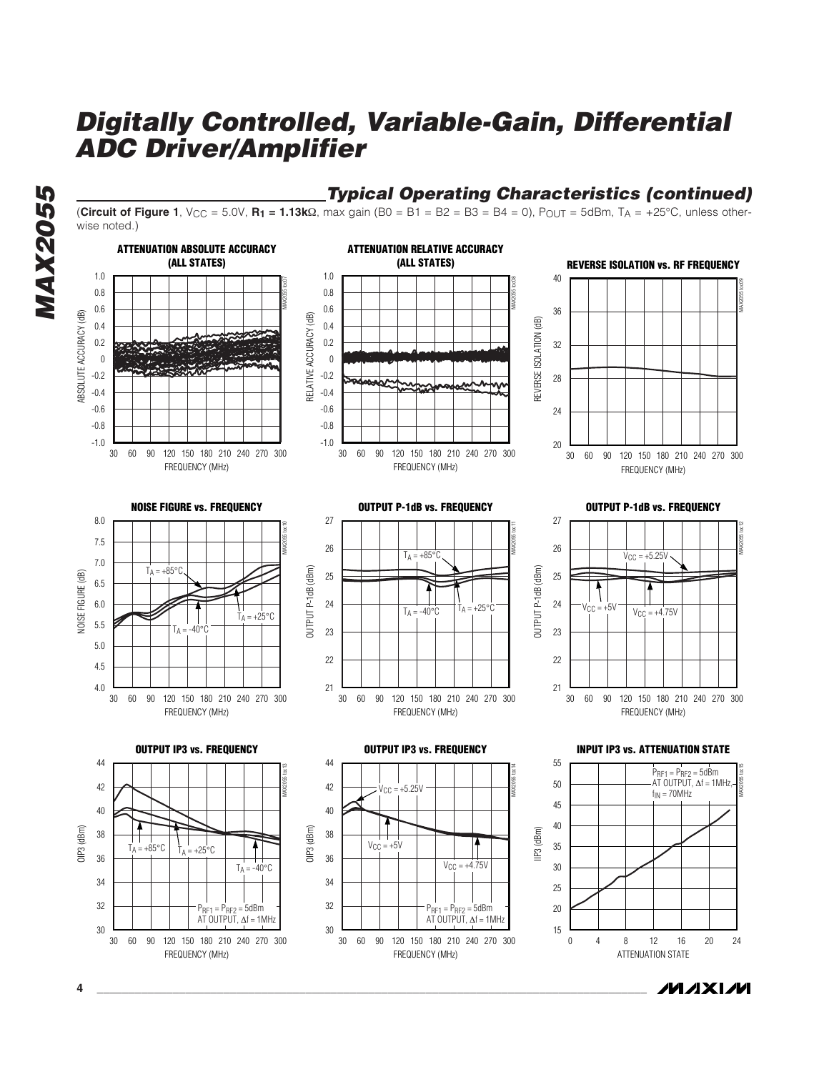## Typical Operating Characteristics (continued)

(**Circuit of Figure 1**, $V_{CC}$ = 5.0V, $\mathbf{R_1}$ **= 1.13kΩ**, max gain (B0 = B1 = B2 = B3 = B4 = 0), $P_{OUT}$ = 5dBm, $T_A$ = +25°C, unless otherwise noted.)

**ATTENUATION ABSOLUTE ACCURACY (ALL STATES)**

**ATTENUATION RELATIVE ACCURACY (ALL STATES)**

**REVERSE ISOLATION vs. RF FREQUENCY**

**NOISE FIGURE vs. FREQUENCY**

**OUTPUT P-1dB vs. FREQUENCY**

**OUTPUT P-1dB vs. FREQUENCY**

**OUTPUT IP3 vs. FREQUENCY**

**OUTPUT IP3 vs. FREQUENCY**

**INPUT IP3 vs. ATTENUATION STATE**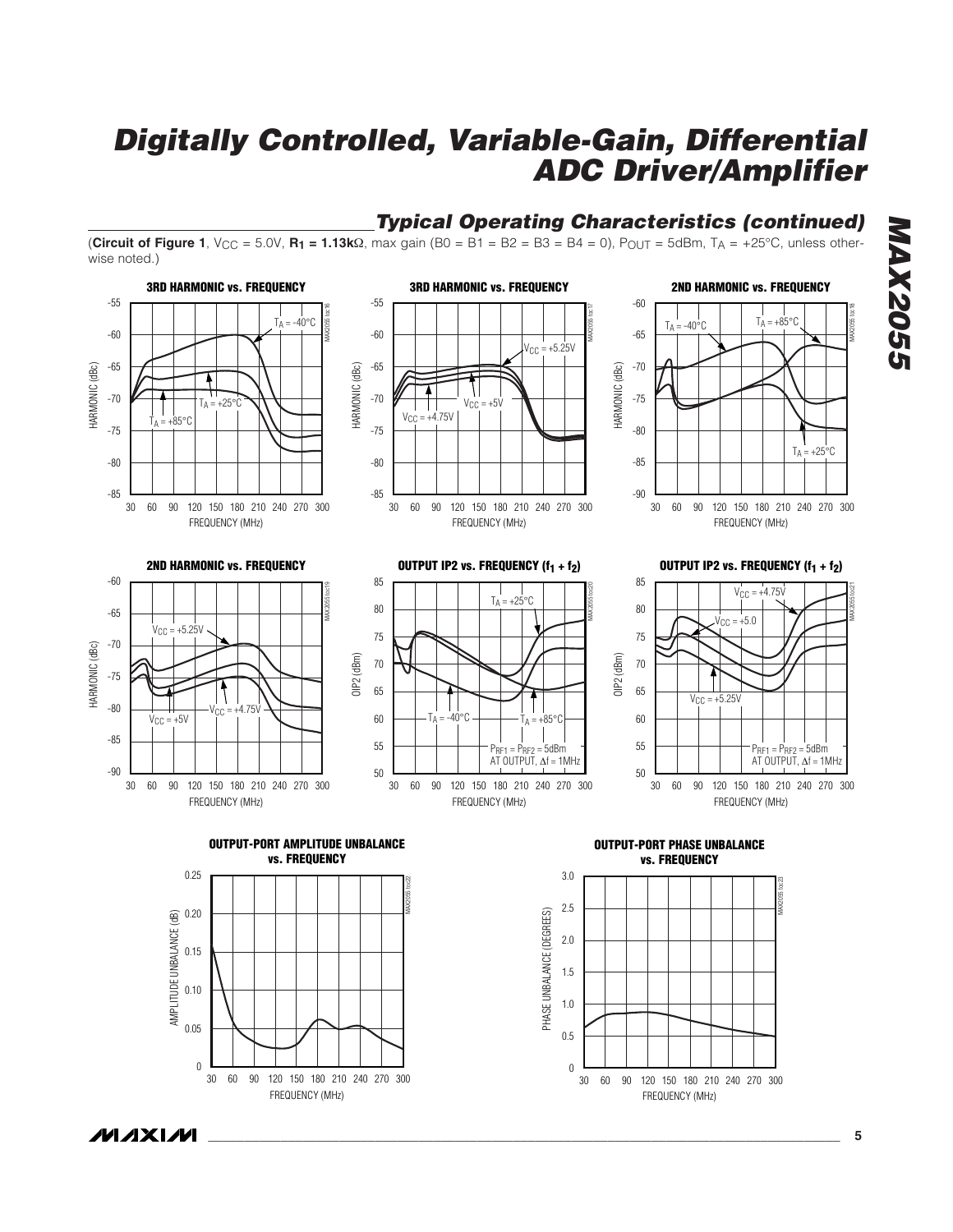## Typical Operating Characteristics (continued)

(**Circuit of Figure 1**, $V_{CC}$ = 5.0V, $R_1$ **= 1.13kΩ**, max gain (B0 = B1 = B2 = B3 = B4 = 0), $P_{OUT}$ = 5dBm, $T_A$ = +25°C, unless otherwise noted.)

**3RD HARMONIC vs. FREQUENCY**

**3RD HARMONIC vs. FREQUENCY**

**2ND HARMONIC vs. FREQUENCY**

**2ND HARMONIC vs. FREQUENCY**

**OUTPUT IP2 vs. FREQUENCY ($f_1 + f_2$)**

**OUTPUT IP2 vs. FREQUENCY ($f_1 + f_2$)**

**OUTPUT-PORT AMPLITUDE UNBALANCE vs. FREQUENCY**

**OUTPUT-PORT PHASE UNBALANCE vs. FREQUENCY**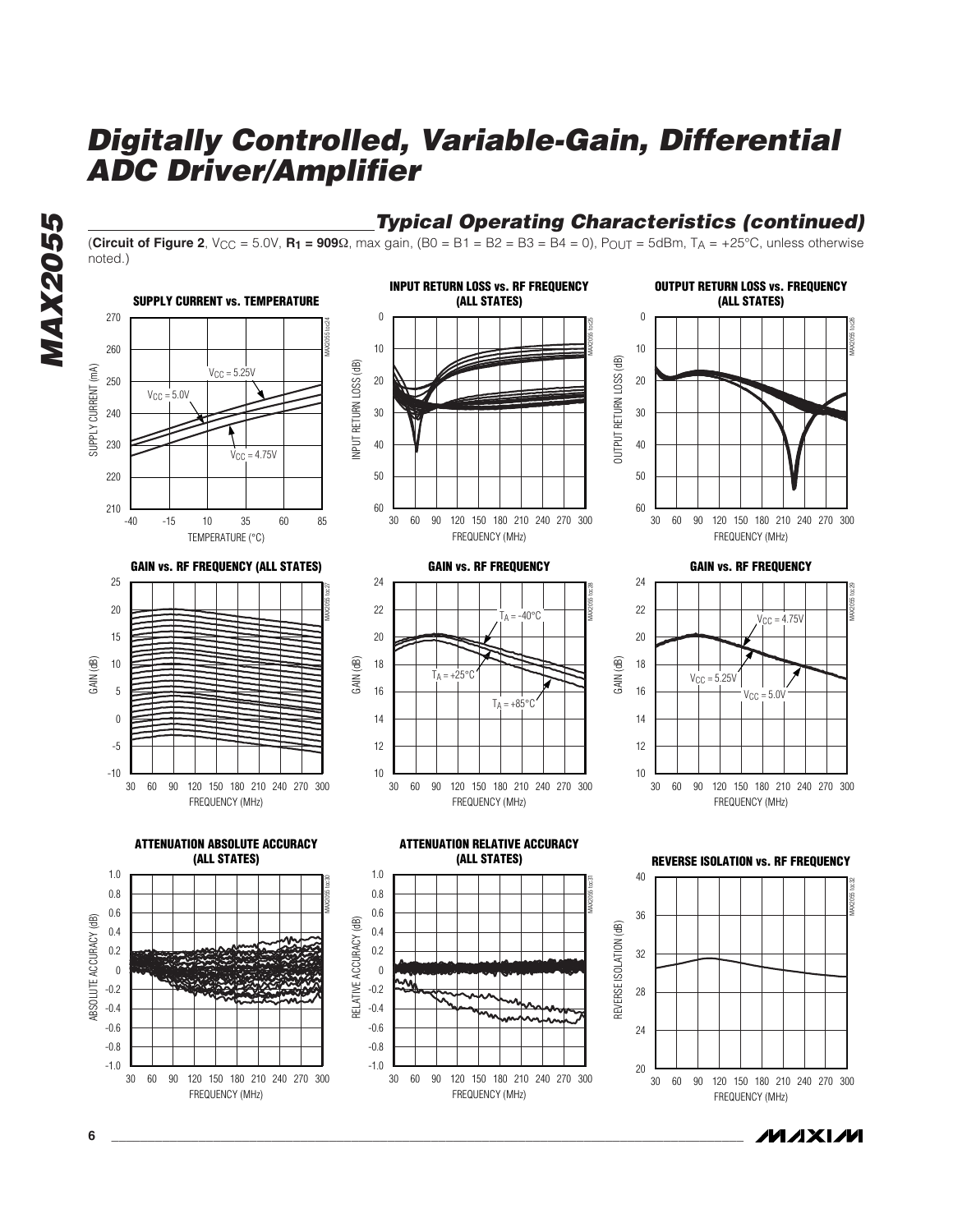## Typical Operating Characteristics (continued)

(**Circuit of Figure 2**, $V_{CC}$ = 5.0V, $R_1$ = **909Ω**, max gain, (B0 = B1 = B2 = B3 = B4 = 0), $P_{OUT}$ = 5dBm, $T_A$ = +25°C, unless otherwise noted.)

**SUPPLY CURRENT vs. TEMPERATURE**

**INPUT RETURN LOSS vs. RF FREQUENCY (ALL STATES)**

**OUTPUT RETURN LOSS vs. FREQUENCY (ALL STATES)**

**GAIN vs. RF FREQUENCY (ALL STATES)**

**GAIN vs. RF FREQUENCY**

**GAIN vs. RF FREQUENCY**

**ATTENUATION ABSOLUTE ACCURACY (ALL STATES)**

**ATTENUATION RELATIVE ACCURACY (ALL STATES)**

**REVERSE ISOLATION vs. RF FREQUENCY**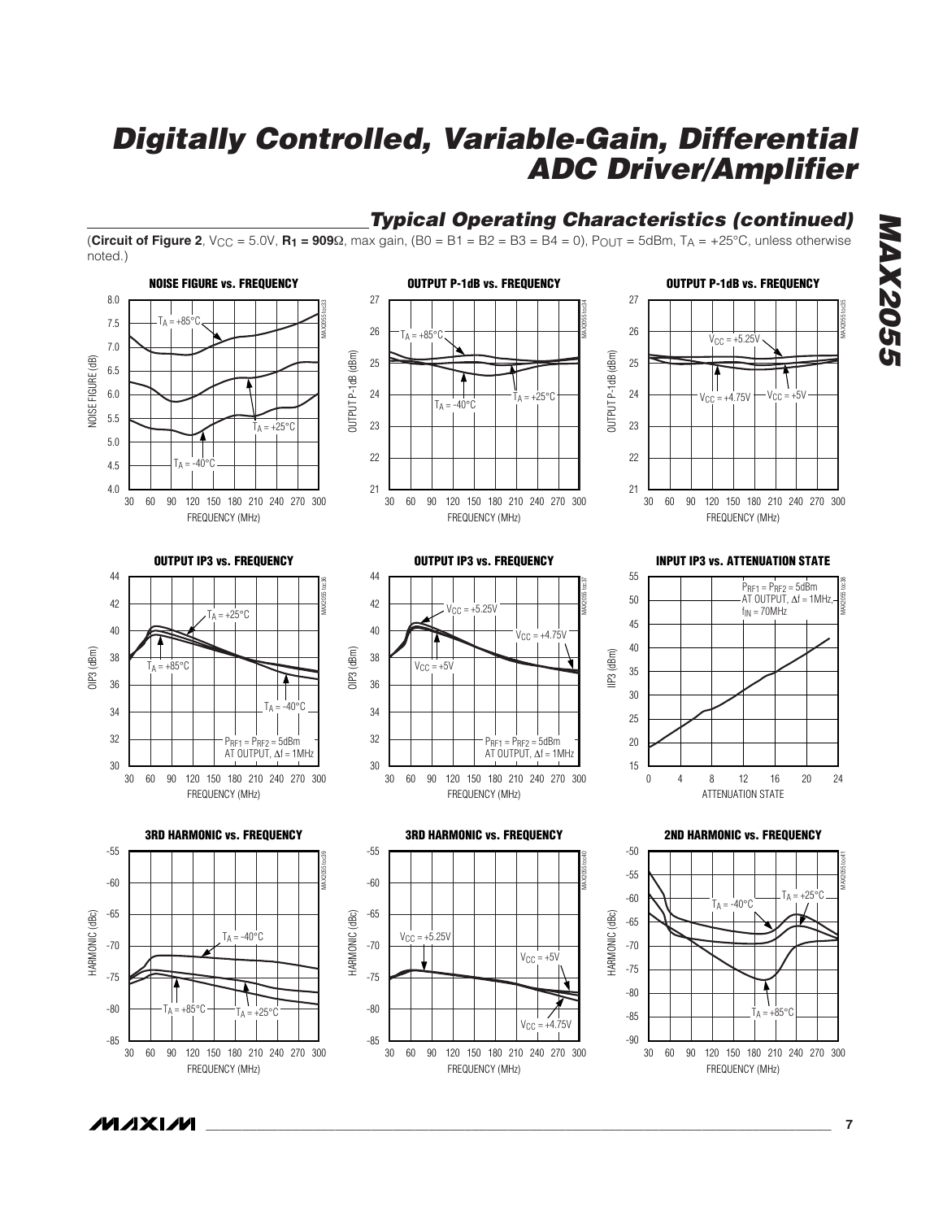## Typical Operating Characteristics (continued)

(**Circuit of Figure 2**, $V_{CC}$ = 5.0V, **$R_1$ = 909**Ω, max gain, (B0 = B1 = B2 = B3 = B4 = 0), $P_{OUT}$ = 5dBm, $T_A$ = +25°C, unless otherwise noted.)

**NOISE FIGURE vs. FREQUENCY**

**OUTPUT P-1dB vs. FREQUENCY**

**OUTPUT P-1dB vs. FREQUENCY**

**OUTPUT IP3 vs. FREQUENCY**

**OUTPUT IP3 vs. FREQUENCY**

**INPUT IP3 vs. ATTENUATION STATE**

**3RD HARMONIC vs. FREQUENCY**

**3RD HARMONIC vs. FREQUENCY**

**2ND HARMONIC vs. FREQUENCY**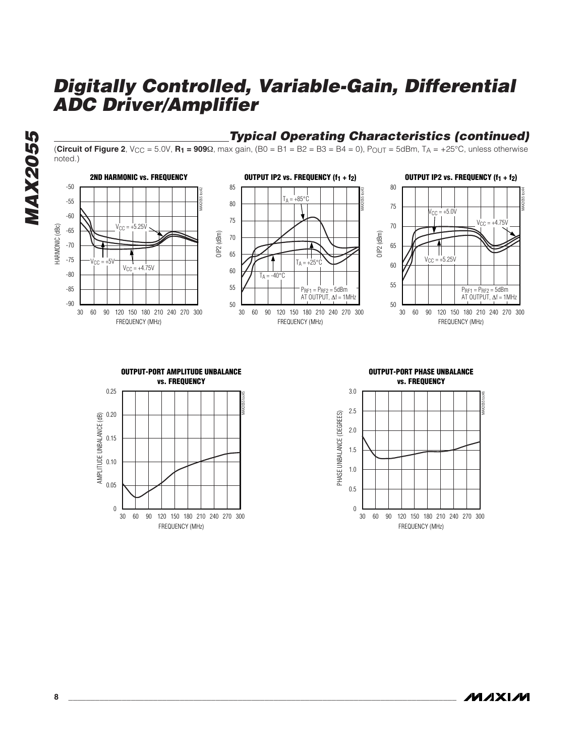## Typical Operating Characteristics (continued)

(**Circuit of Figure 2**, $V_{CC}$ = 5.0V, **$R_1$ = 909**Ω, max gain, (B0 = B1 = B2 = B3 = B4 = 0), $P_{OUT}$ = 5dBm, $T_A$ = +25°C, unless otherwise noted.)

**2ND HARMONIC vs. FREQUENCY**

**OUTPUT IP2 vs. FREQUENCY ($f_1 + f_2$)**

**OUTPUT IP2 vs. FREQUENCY ($f_1 + f_2$)**

**OUTPUT-PORT AMPLITUDE UNBALANCE vs. FREQUENCY**

**OUTPUT-PORT PHASE UNBALANCE vs. FREQUENCY**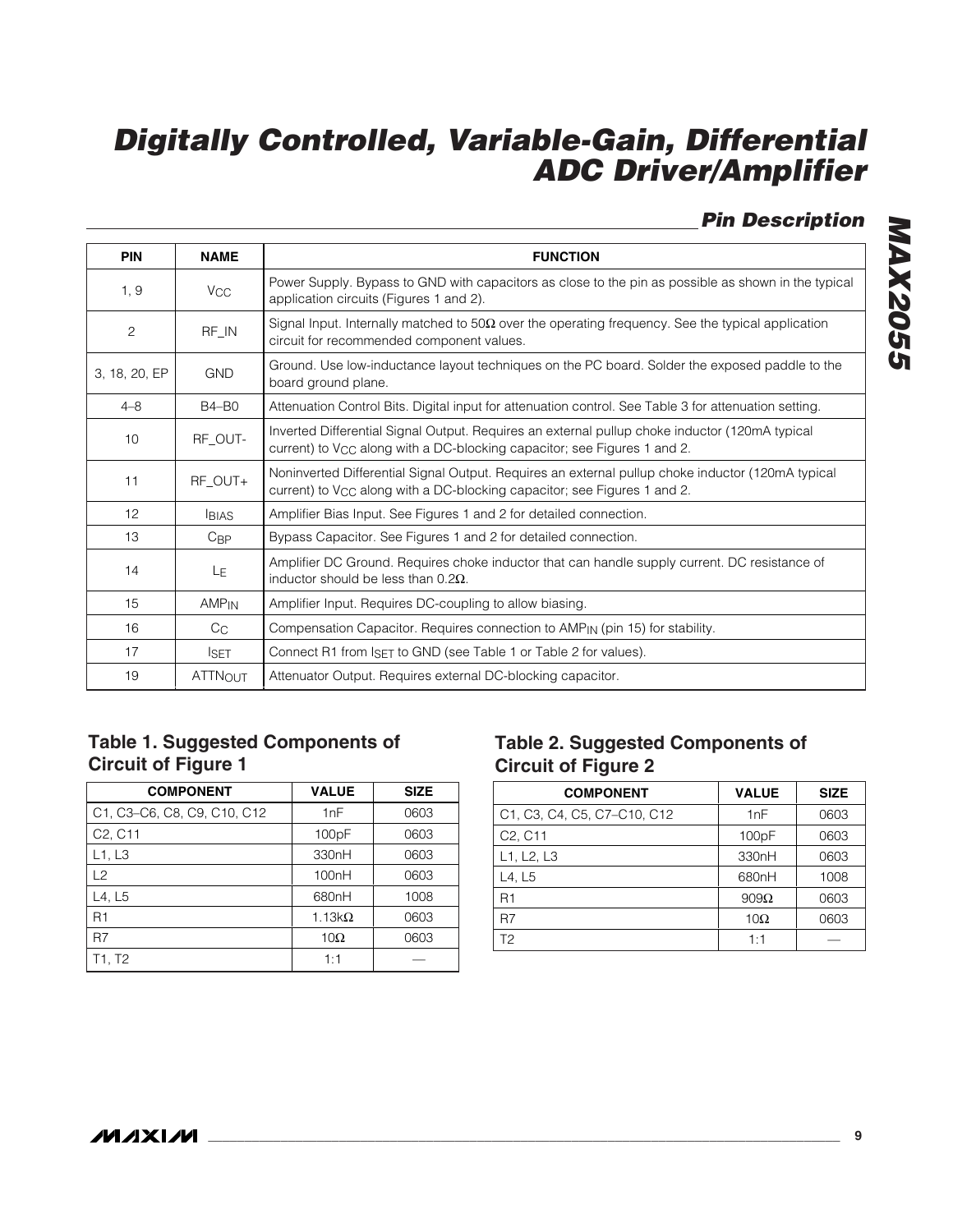## Pin Description

| PIN | NAME | FUNCTION |
|---|---|---|
| 1, 9 | $V_{CC}$ | Power Supply. Bypass to GND with capacitors as close to the pin as possible as shown in the typical application circuits (Figures 1 and 2). |
| 2 | RF_IN | Signal Input. Internally matched to 50Ω over the operating frequency. See the typical application circuit for recommended component values. |
| 3, 18, 20, EP | GND | Ground. Use low-inductance layout techniques on the PC board. Solder the exposed paddle to the board ground plane. |
| 4–8 | B4–B0 | Attenuation Control Bits. Digital input for attenuation control. See Table 3 for attenuation setting. |
| 10 | RF_OUT- | Inverted Differential Signal Output. Requires an external pullup choke inductor (120mA typical current) to $V_{CC}$ along with a DC-blocking capacitor; see Figures 1 and 2. |
| 11 | RF_OUT+ | Noninverted Differential Signal Output. Requires an external pullup choke inductor (120mA typical current) to $V_{CC}$ along with a DC-blocking capacitor; see Figures 1 and 2. |
| 12 | $I_{BIAS}$ | Amplifier Bias Input. See Figures 1 and 2 for detailed connection. |
| 13 | $C_{BP}$ | Bypass Capacitor. See Figures 1 and 2 for detailed connection. |
| 14 | $L_E$ | Amplifier DC Ground. Requires choke inductor that can handle supply current. DC resistance of inductor should be less than 0.2Ω. |
| 15 | $AMP_{IN}$ | Amplifier Input. Requires DC-coupling to allow biasing. |
| 16 | $C_C$ | Compensation Capacitor. Requires connection to $AMP_{IN}$ (pin 15) for stability. |
| 17 | $I_{SET}$ | Connect R1 from $I_{SET}$ to GND (see Table 1 or Table 2 for values). |
| 19 | $ATTN_{OUT}$ | Attenuator Output. Requires external DC-blocking capacitor. |

### Table 1. Suggested Components of Circuit of Figure 1

| COMPONENT | VALUE | SIZE |
|---|---|---|
| C1, C3–C6, C8, C9, C10, C12 | 1nF | 0603 |
| C2, C11 | 100pF | 0603 |
| L1, L3 | 330nH | 0603 |
| L2 | 100nH | 0603 |
| L4, L5 | 680nH | 1008 |
| R1 | 1.13kΩ | 0603 |
| R7 | 10Ω | 0603 |
| T1, T2 | 1:1 | — |

### Table 2. Suggested Components of Circuit of Figure 2

| COMPONENT | VALUE | SIZE |
|---|---|---|
| C1, C3, C4, C5, C7–C10, C12 | 1nF | 0603 |
| C2, C11 | 100pF | 0603 |
| L1, L2, L3 | 330nH | 0603 |
| L4, L5 | 680nH | 1008 |
| R1 | 909Ω | 0603 |
| R7 | 10Ω | 0603 |
| T2 | 1:1 | — |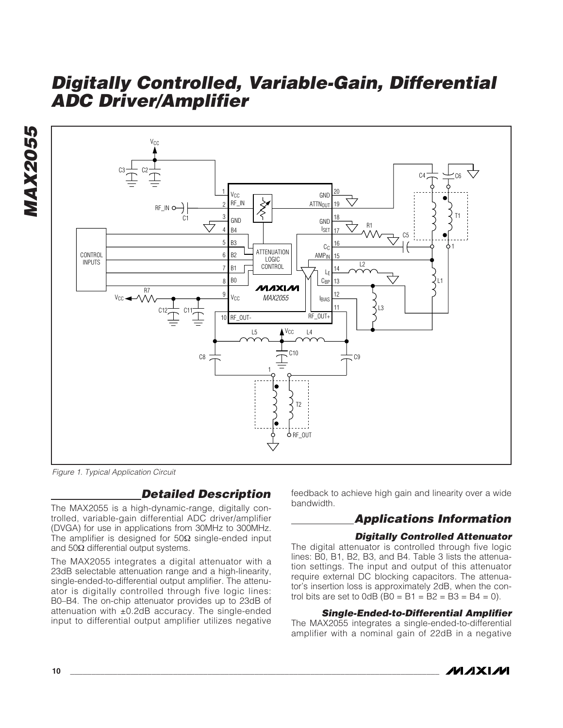Figure 1. Typical Application Circuit

## Detailed Description

The MAX2055 is a high-dynamic-range, digitally controlled, variable-gain differential ADC driver/amplifier (DVGA) for use in applications from 30MHz to 300MHz. The amplifier is designed for 50Ω single-ended input and 50Ω differential output systems.

The MAX2055 integrates a digital attenuator with a 23dB selectable attenuation range and a high-linearity, single-ended-to-differential output amplifier. The attenuator is digitally controlled through five logic lines: B0–B4. The on-chip attenuator provides up to 23dB of attenuation with ±0.2dB accuracy. The single-ended input to differential output amplifier utilizes negative feedback to achieve high gain and linearity over a wide bandwidth.

## Applications Information

### Digitally Controlled Attenuator

The digital attenuator is controlled through five logic lines: B0, B1, B2, B3, and B4. Table 3 lists the attenuation settings. The input and output of this attenuator require external DC blocking capacitors. The attenuator's insertion loss is approximately 2dB, when the control bits are set to 0dB (B0 = B1 = B2 = B3 = B4 = 0).

### Single-Ended-to-Differential Amplifier

The MAX2055 integrates a single-ended-to-differential amplifier with a nominal gain of 22dB in a negative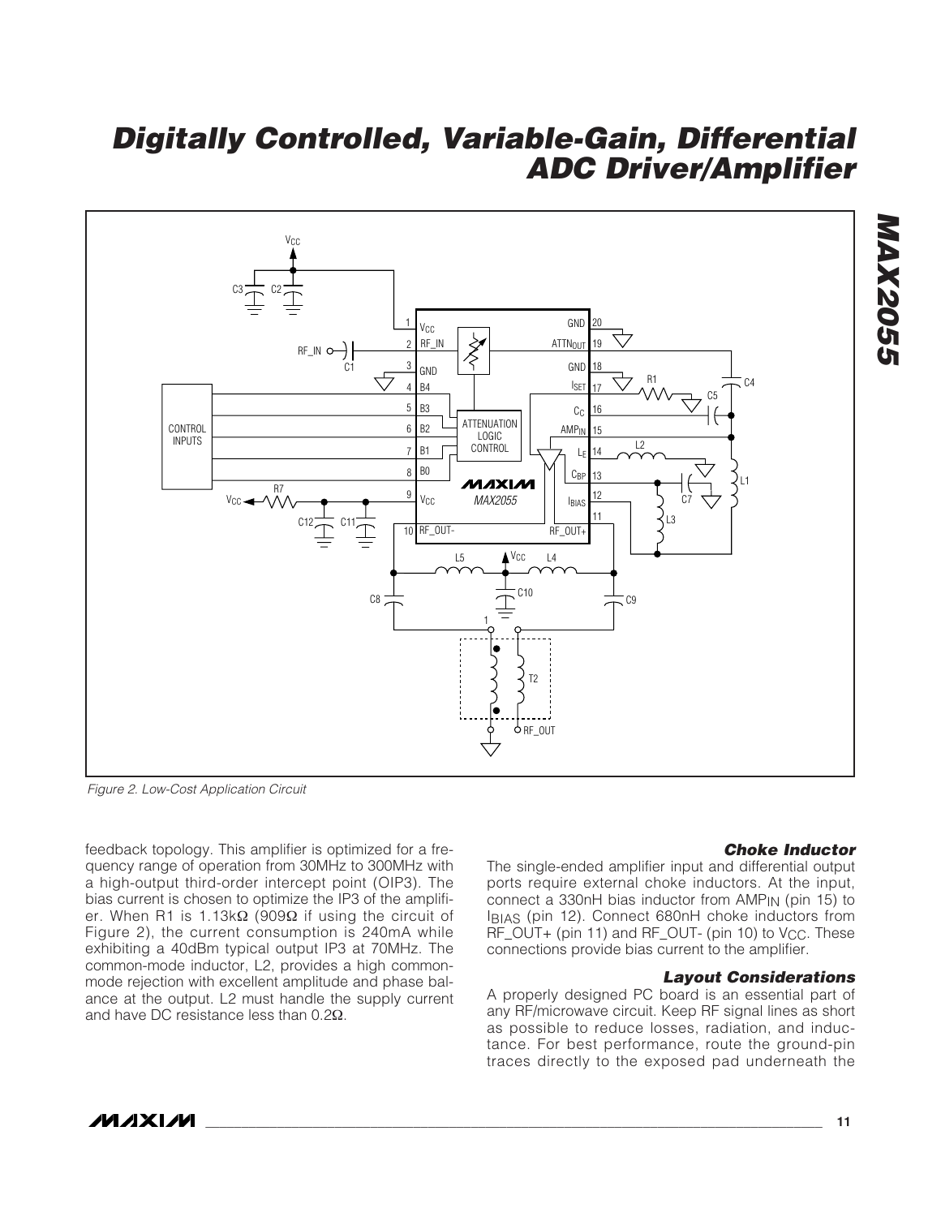Figure 2. Low-Cost Application Circuit

feedback topology. This amplifier is optimized for a frequency range of operation from 30MHz to 300MHz with a high-output third-order intercept point (OIP3). The bias current is chosen to optimize the IP3 of the amplifier. When R1 is 1.13kΩ (909Ω if using the circuit of Figure 2), the current consumption is 240mA while exhibiting a 40dBm typical output IP3 at 70MHz. The common-mode inductor, L2, provides a high common-mode rejection with excellent amplitude and phase balance at the output. L2 must handle the supply current and have DC resistance less than 0.2Ω.

### Choke Inductor

The single-ended amplifier input and differential output ports require external choke inductors. At the input, connect a 330nH bias inductor from $AMP_{IN}$ (pin 15) to $I_{BIAS}$ (pin 12). Connect 680nH choke inductors from RF_OUT+ (pin 11) and RF_OUT- (pin 10) to $V_{CC}$. These connections provide bias current to the amplifier.

### Layout Considerations

A properly designed PC board is an essential part of any RF/microwave circuit. Keep RF signal lines as short as possible to reduce losses, radiation, and inductance. For best performance, route the ground-pin traces directly to the exposed pad underneath the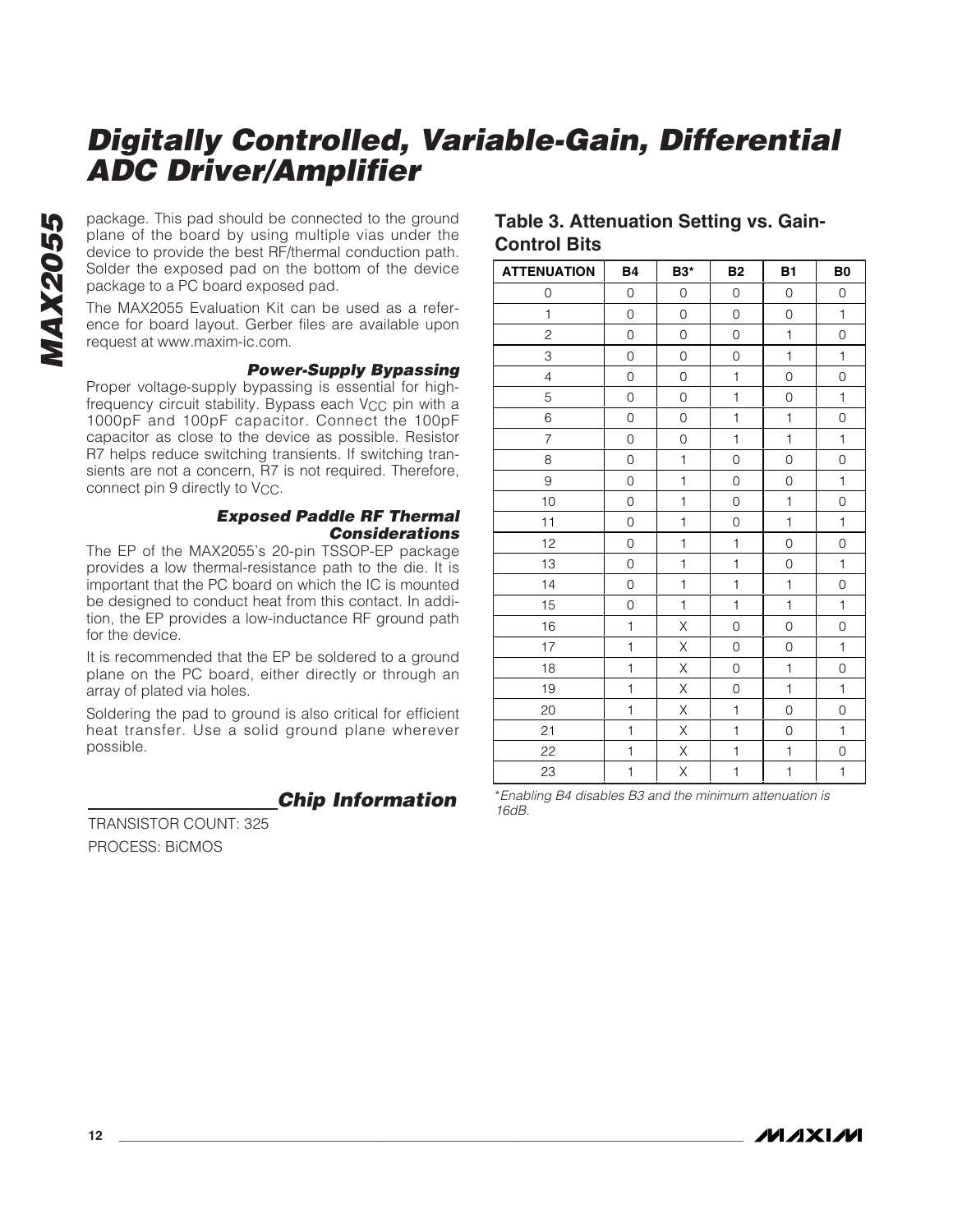package. This pad should be connected to the ground plane of the board by using multiple vias under the device to provide the best RF/thermal conduction path. Solder the exposed pad on the bottom of the device package to a PC board exposed pad.

The MAX2055 Evaluation Kit can be used as a reference for board layout. Gerber files are available upon request at www.maxim-ic.com.

### *Power-Supply Bypassing*

Proper voltage-supply bypassing is essential for high-frequency circuit stability. Bypass each $V_{CC}$ pin with a 1000pF and 100pF capacitor. Connect the 100pF capacitor as close to the device as possible. Resistor R7 helps reduce switching transients. If switching transients are not a concern, R7 is not required. Therefore, connect pin 9 directly to $V_{CC}$.

### *Exposed Paddle RF Thermal Considerations*

The EP of the MAX2055's 20-pin TSSOP-EP package provides a low thermal-resistance path to the die. It is important that the PC board on which the IC is mounted be designed to conduct heat from this contact. In addition, the EP provides a low-inductance RF ground path for the device.

It is recommended that the EP be soldered to a ground plane on the PC board, either directly or through an array of plated via holes.

Soldering the pad to ground is also critical for efficient heat transfer. Use a solid ground plane wherever possible.

## *Chip Information*

TRANSISTOR COUNT: 325

PROCESS: BiCMOS

### Table 3. Attenuation Setting vs. Gain-Control Bits

| ATTENUATION | B4 | B3* | B2 | B1 | B0 |
|---|---|---|---|---|---|
| 0 | 0 | 0 | 0 | 0 | 0 |
| 1 | 0 | 0 | 0 | 0 | 1 |
| 2 | 0 | 0 | 0 | 1 | 0 |
| 3 | 0 | 0 | 0 | 1 | 1 |
| 4 | 0 | 0 | 1 | 0 | 0 |
| 5 | 0 | 0 | 1 | 0 | 1 |
| 6 | 0 | 0 | 1 | 1 | 0 |
| 7 | 0 | 0 | 1 | 1 | 1 |
| 8 | 0 | 1 | 0 | 0 | 0 |
| 9 | 0 | 1 | 0 | 0 | 1 |
| 10 | 0 | 1 | 0 | 1 | 0 |
| 11 | 0 | 1 | 0 | 1 | 1 |
| 12 | 0 | 1 | 1 | 0 | 0 |
| 13 | 0 | 1 | 1 | 0 | 1 |
| 14 | 0 | 1 | 1 | 1 | 0 |
| 15 | 0 | 1 | 1 | 1 | 1 |
| 16 | 1 | X | 0 | 0 | 0 |
| 17 | 1 | X | 0 | 0 | 1 |
| 18 | 1 | X | 0 | 1 | 0 |
| 19 | 1 | X | 0 | 1 | 1 |
| 20 | 1 | X | 1 | 0 | 0 |
| 21 | 1 | X | 1 | 0 | 1 |
| 22 | 1 | X | 1 | 1 | 0 |
| 23 | 1 | X | 1 | 1 | 1 |

**Enabling B4 disables B3 and the minimum attenuation is 16dB.*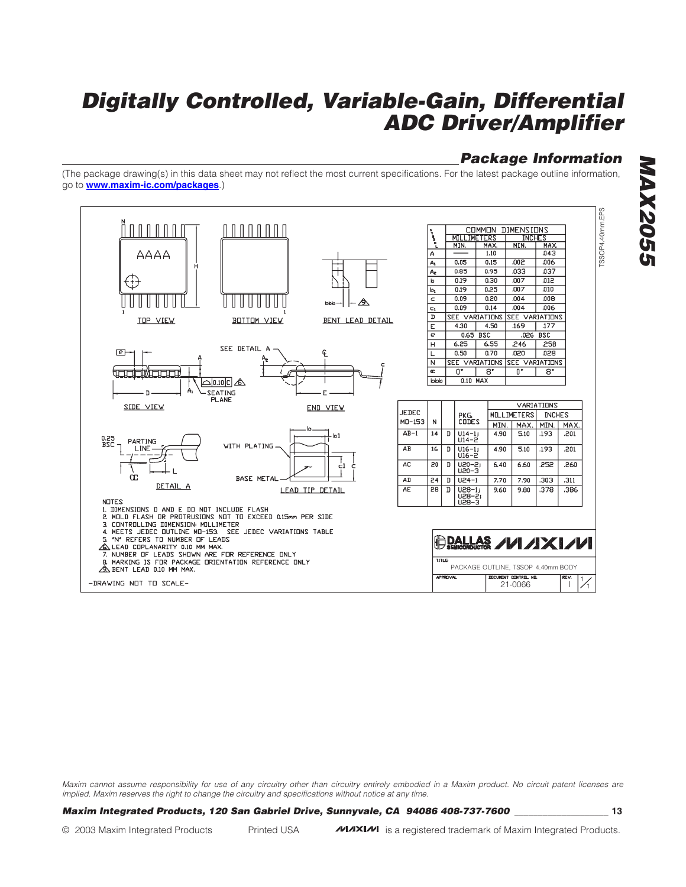## Package Information

(The package drawing(s) in this data sheet may not reflect the most current specifications. For the latest package outline information, go to **www.maxim-ic.com/packages**.)

| SYMBOL | MILLIMETERS MIN. | MILLIMETERS MAX. | INCHES MIN. | INCHES MAX. |
|---|---|---|---|---|
| A | —— | 1.10 | | .043 |
| $A_1$ | 0.05 | 0.15 | .002 | .006 |
| $A_2$ | 0.85 | 0.95 | .033 | .037 |
| b | 0.19 | 0.30 | .007 | .012 |
| $b_1$ | 0.19 | 0.25 | .007 | .010 |
| c | 0.09 | 0.20 | .004 | .008 |
| $c_1$ | 0.09 | 0.14 | .004 | .006 |
| D | SEE VARIATIONS | | SEE VARIATIONS | |
| E | 4.30 | 4.50 | .169 | .177 |
| e | 0.65 BSC | | .026 BSC | |
| H | 6.25 | 6.55 | .246 | .258 |
| L | 0.50 | 0.70 | .020 | .028 |
| N | SEE VARIATIONS | | SEE VARIATIONS | |
| α | 0° | 8° | 0° | 8° |
| bbb | 0.10 MAX | | | |

| JEDEC MO-153 | N | | PKG. CODES | MILLIMETERS MIN. | MILLIMETERS MAX. | INCHES MIN. | INCHES MAX. |
|---|---|---|---|---|---|---|---|
| AB-1 | 14 | D | U14-1; U14-2 | 4.90 | 5.10 | .193 | .201 |
| AB | 16 | D | U16-1; U16-2 | 4.90 | 5.10 | .193 | .201 |
| AC | 20 | D | U20-2; U20-3 | 6.40 | 6.60 | .252 | .260 |
| AD | 24 | D | U24-1 | 7.70 | 7.90 | .303 | .311 |
| AE | 28 | D | U28-1; U28-2; U28-3 | 9.60 | 9.80 | .378 | .386 |

NOTES:
1. DIMENSIONS D AND E DO NOT INCLUDE FLASH
2. MOLD FLASH OR PROTRUSIONS NOT TO EXCEED 0.15mm PER SIDE
3. CONTROLLING DIMENSION: MILLIMETER
4. MEETS JEDEC OUTLINE MO-153. SEE JEDEC VARIATIONS TABLE
5. "N" REFERS TO NUMBER OF LEADS
6. LEAD COPLANARITY 0.10 MM MAX.
7. NUMBER OF LEADS SHOWN ARE FOR REFERENCE ONLY
8. MARKING IS FOR PACKAGE ORIENTATION REFERENCE ONLY
9. BENT LEAD 0.10 MM MAX.

-DRAWING NOT TO SCALE-

TOP VIEW, BOTTOM VIEW, BENT LEAD DETAIL, SIDE VIEW, END VIEW, DETAIL A, LEAD TIP DETAIL

DALLAS SEMICONDUCTOR / MAXIM

TITLE: PACKAGE OUTLINE, TSSOP 4.40mm BODY

DOCUMENT CONTROL NO.: 21-0066 REV.: I 1/1

TSSOP4.40mm.EPS

*Maxim cannot assume responsibility for use of any circuitry other than circuitry entirely embodied in a Maxim product. No circuit patent licenses are implied. Maxim reserves the right to change the circuitry and specifications without notice at any time.*

***Maxim Integrated Products, 120 San Gabriel Drive, Sunnyvale, CA 94086 408-737-7600***

© 2003 Maxim Integrated Products Printed USA MAXIM is a registered trademark of Maxim Integrated Products.